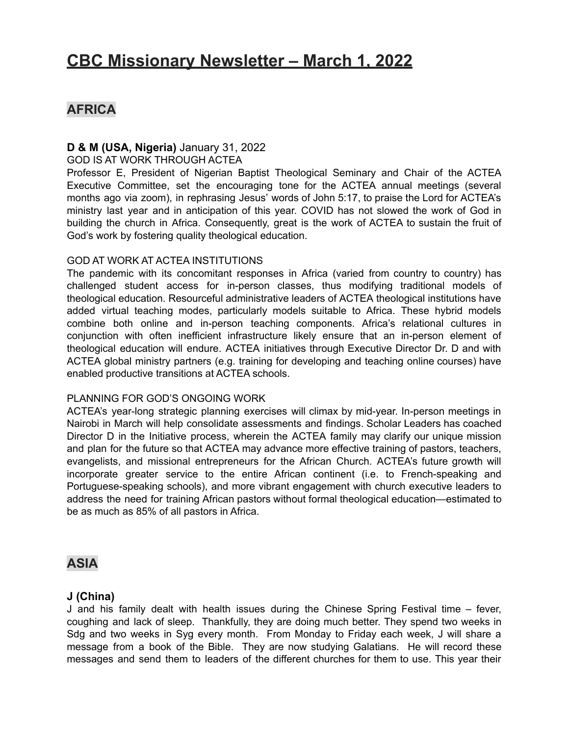# CBC Missionary Newsletter – March 1, 2022

## AFRICA

**D & M (USA, Nigeria)** January 31, 2022

GOD IS AT WORK THROUGH ACTEA

Professor E, President of Nigerian Baptist Theological Seminary and Chair of the ACTEA Executive Committee, set the encouraging tone for the ACTEA annual meetings (several months ago via zoom), in rephrasing Jesus' words of John 5:17, to praise the Lord for ACTEA's ministry last year and in anticipation of this year. COVID has not slowed the work of God in building the church in Africa. Consequently, great is the work of ACTEA to sustain the fruit of God's work by fostering quality theological education.

GOD AT WORK AT ACTEA INSTITUTIONS

The pandemic with its concomitant responses in Africa (varied from country to country) has challenged student access for in-person classes, thus modifying traditional models of theological education. Resourceful administrative leaders of ACTEA theological institutions have added virtual teaching modes, particularly models suitable to Africa. These hybrid models combine both online and in-person teaching components. Africa's relational cultures in conjunction with often inefficient infrastructure likely ensure that an in-person element of theological education will endure. ACTEA initiatives through Executive Director Dr. D and with ACTEA global ministry partners (e.g. training for developing and teaching online courses) have enabled productive transitions at ACTEA schools.

PLANNING FOR GOD'S ONGOING WORK

ACTEA's year-long strategic planning exercises will climax by mid-year. In-person meetings in Nairobi in March will help consolidate assessments and findings. Scholar Leaders has coached Director D in the Initiative process, wherein the ACTEA family may clarify our unique mission and plan for the future so that ACTEA may advance more effective training of pastors, teachers, evangelists, and missional entrepreneurs for the African Church. ACTEA's future growth will incorporate greater service to the entire African continent (i.e. to French-speaking and Portuguese-speaking schools), and more vibrant engagement with church executive leaders to address the need for training African pastors without formal theological education—estimated to be as much as 85% of all pastors in Africa.

## ASIA

**J (China)**

J and his family dealt with health issues during the Chinese Spring Festival time – fever, coughing and lack of sleep. Thankfully, they are doing much better. They spend two weeks in Sdg and two weeks in Syg every month. From Monday to Friday each week, J will share a message from a book of the Bible. They are now studying Galatians. He will record these messages and send them to leaders of the different churches for them to use. This year their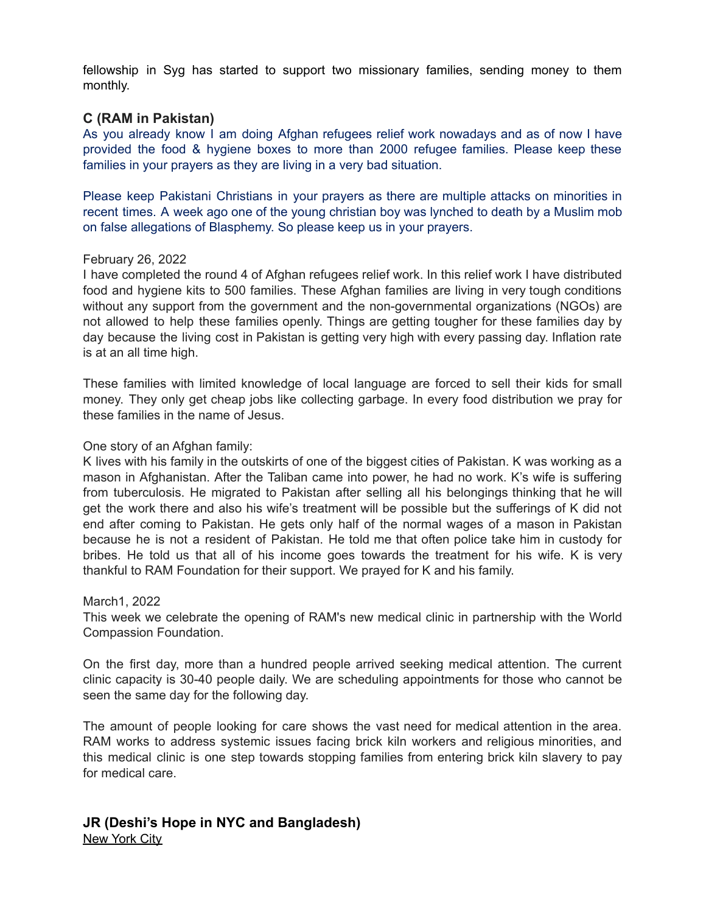fellowship in Syg has started to support two missionary families, sending money to them monthly.

### C (RAM in Pakistan)

As you already know I am doing Afghan refugees relief work nowadays and as of now I have provided the food & hygiene boxes to more than 2000 refugee families. Please keep these families in your prayers as they are living in a very bad situation.

Please keep Pakistani Christians in your prayers as there are multiple attacks on minorities in recent times. A week ago one of the young christian boy was lynched to death by a Muslim mob on false allegations of Blasphemy. So please keep us in your prayers.

February 26, 2022
I have completed the round 4 of Afghan refugees relief work. In this relief work I have distributed food and hygiene kits to 500 families. These Afghan families are living in very tough conditions without any support from the government and the non-governmental organizations (NGOs) are not allowed to help these families openly. Things are getting tougher for these families day by day because the living cost in Pakistan is getting very high with every passing day. Inflation rate is at an all time high.

These families with limited knowledge of local language are forced to sell their kids for small money. They only get cheap jobs like collecting garbage. In every food distribution we pray for these families in the name of Jesus.

One story of an Afghan family:
K lives with his family in the outskirts of one of the biggest cities of Pakistan. K was working as a mason in Afghanistan. After the Taliban came into power, he had no work. K's wife is suffering from tuberculosis. He migrated to Pakistan after selling all his belongings thinking that he will get the work there and also his wife's treatment will be possible but the sufferings of K did not end after coming to Pakistan. He gets only half of the normal wages of a mason in Pakistan because he is not a resident of Pakistan. He told me that often police take him in custody for bribes. He told us that all of his income goes towards the treatment for his wife. K is very thankful to RAM Foundation for their support. We prayed for K and his family.

March1, 2022
This week we celebrate the opening of RAM's new medical clinic in partnership with the World Compassion Foundation.

On the first day, more than a hundred people arrived seeking medical attention. The current clinic capacity is 30-40 people daily. We are scheduling appointments for those who cannot be seen the same day for the following day.

The amount of people looking for care shows the vast need for medical attention in the area. RAM works to address systemic issues facing brick kiln workers and religious minorities, and this medical clinic is one step towards stopping families from entering brick kiln slavery to pay for medical care.

### JR (Deshi's Hope in NYC and Bangladesh)

<u>New York City</u>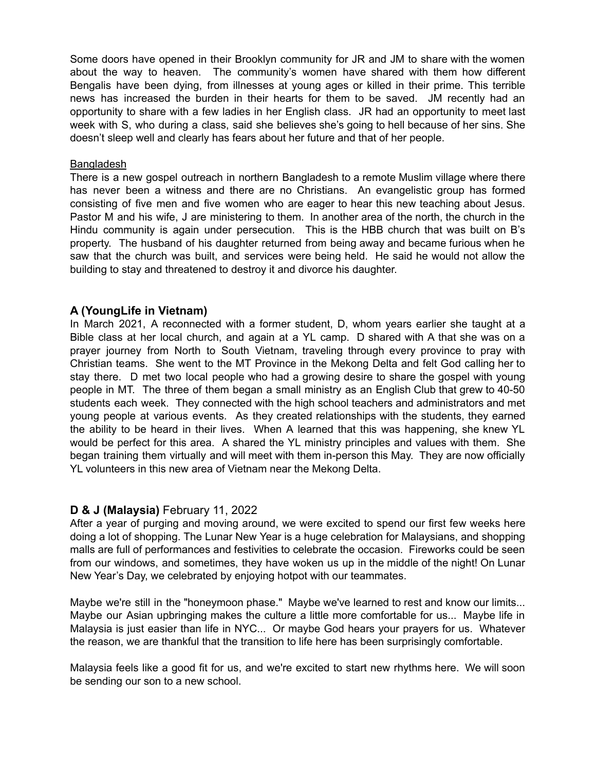Some doors have opened in their Brooklyn community for JR and JM to share with the women about the way to heaven. The community's women have shared with them how different Bengalis have been dying, from illnesses at young ages or killed in their prime. This terrible news has increased the burden in their hearts for them to be saved. JM recently had an opportunity to share with a few ladies in her English class. JR had an opportunity to meet last week with S, who during a class, said she believes she's going to hell because of her sins. She doesn't sleep well and clearly has fears about her future and that of her people.

<u>Bangladesh</u>

There is a new gospel outreach in northern Bangladesh to a remote Muslim village where there has never been a witness and there are no Christians. An evangelistic group has formed consisting of five men and five women who are eager to hear this new teaching about Jesus. Pastor M and his wife, J are ministering to them. In another area of the north, the church in the Hindu community is again under persecution. This is the HBB church that was built on B's property. The husband of his daughter returned from being away and became furious when he saw that the church was built, and services were being held. He said he would not allow the building to stay and threatened to destroy it and divorce his daughter.

### A (YoungLife in Vietnam)

In March 2021, A reconnected with a former student, D, whom years earlier she taught at a Bible class at her local church, and again at a YL camp. D shared with A that she was on a prayer journey from North to South Vietnam, traveling through every province to pray with Christian teams. She went to the MT Province in the Mekong Delta and felt God calling her to stay there. D met two local people who had a growing desire to share the gospel with young people in MT. The three of them began a small ministry as an English Club that grew to 40-50 students each week. They connected with the high school teachers and administrators and met young people at various events. As they created relationships with the students, they earned the ability to be heard in their lives. When A learned that this was happening, she knew YL would be perfect for this area. A shared the YL ministry principles and values with them. She began training them virtually and will meet with them in-person this May. They are now officially YL volunteers in this new area of Vietnam near the Mekong Delta.

### **D & J (Malaysia)** February 11, 2022

After a year of purging and moving around, we were excited to spend our first few weeks here doing a lot of shopping. The Lunar New Year is a huge celebration for Malaysians, and shopping malls are full of performances and festivities to celebrate the occasion. Fireworks could be seen from our windows, and sometimes, they have woken us up in the middle of the night! On Lunar New Year's Day, we celebrated by enjoying hotpot with our teammates.

Maybe we're still in the "honeymoon phase." Maybe we've learned to rest and know our limits... Maybe our Asian upbringing makes the culture a little more comfortable for us... Maybe life in Malaysia is just easier than life in NYC... Or maybe God hears your prayers for us. Whatever the reason, we are thankful that the transition to life here has been surprisingly comfortable.

Malaysia feels like a good fit for us, and we're excited to start new rhythms here. We will soon be sending our son to a new school.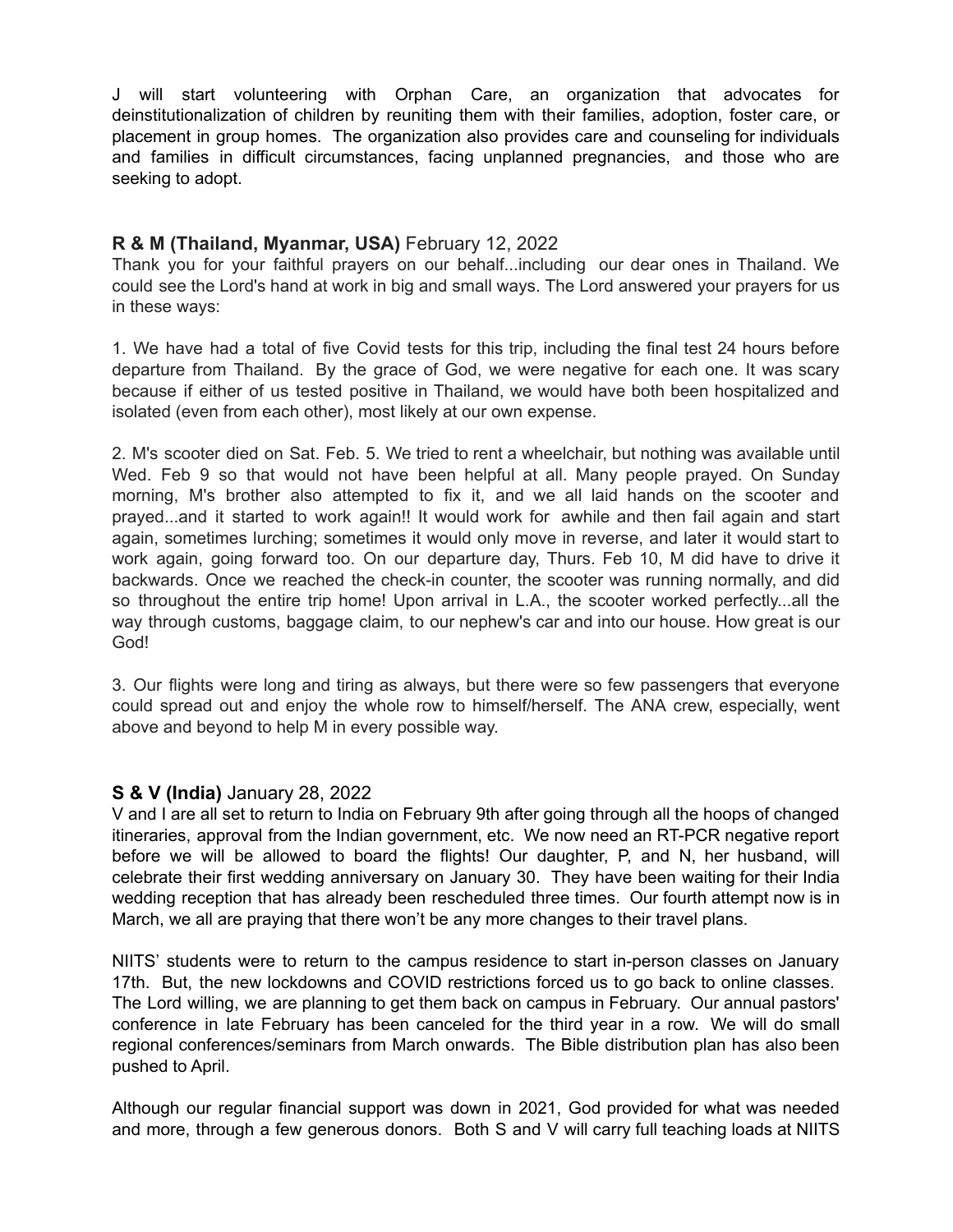J will start volunteering with Orphan Care, an organization that advocates for deinstitutionalization of children by reuniting them with their families, adoption, foster care, or placement in group homes. The organization also provides care and counseling for individuals and families in difficult circumstances, facing unplanned pregnancies, and those who are seeking to adopt.

**R & M (Thailand, Myanmar, USA)** February 12, 2022

Thank you for your faithful prayers on our behalf...including our dear ones in Thailand. We could see the Lord's hand at work in big and small ways. The Lord answered your prayers for us in these ways:

1. We have had a total of five Covid tests for this trip, including the final test 24 hours before departure from Thailand. By the grace of God, we were negative for each one. It was scary because if either of us tested positive in Thailand, we would have both been hospitalized and isolated (even from each other), most likely at our own expense.

2. M's scooter died on Sat. Feb. 5. We tried to rent a wheelchair, but nothing was available until Wed. Feb 9 so that would not have been helpful at all. Many people prayed. On Sunday morning, M's brother also attempted to fix it, and we all laid hands on the scooter and prayed...and it started to work again!! It would work for awhile and then fail again and start again, sometimes lurching; sometimes it would only move in reverse, and later it would start to work again, going forward too. On our departure day, Thurs. Feb 10, M did have to drive it backwards. Once we reached the check-in counter, the scooter was running normally, and did so throughout the entire trip home! Upon arrival in L.A., the scooter worked perfectly...all the way through customs, baggage claim, to our nephew's car and into our house. How great is our God!

3. Our flights were long and tiring as always, but there were so few passengers that everyone could spread out and enjoy the whole row to himself/herself. The ANA crew, especially, went above and beyond to help M in every possible way.

**S & V (India)** January 28, 2022

V and I are all set to return to India on February 9th after going through all the hoops of changed itineraries, approval from the Indian government, etc. We now need an RT-PCR negative report before we will be allowed to board the flights! Our daughter, P, and N, her husband, will celebrate their first wedding anniversary on January 30. They have been waiting for their India wedding reception that has already been rescheduled three times. Our fourth attempt now is in March, we all are praying that there won't be any more changes to their travel plans.

NIITS' students were to return to the campus residence to start in-person classes on January 17th. But, the new lockdowns and COVID restrictions forced us to go back to online classes. The Lord willing, we are planning to get them back on campus in February. Our annual pastors' conference in late February has been canceled for the third year in a row. We will do small regional conferences/seminars from March onwards. The Bible distribution plan has also been pushed to April.

Although our regular financial support was down in 2021, God provided for what was needed and more, through a few generous donors. Both S and V will carry full teaching loads at NIITS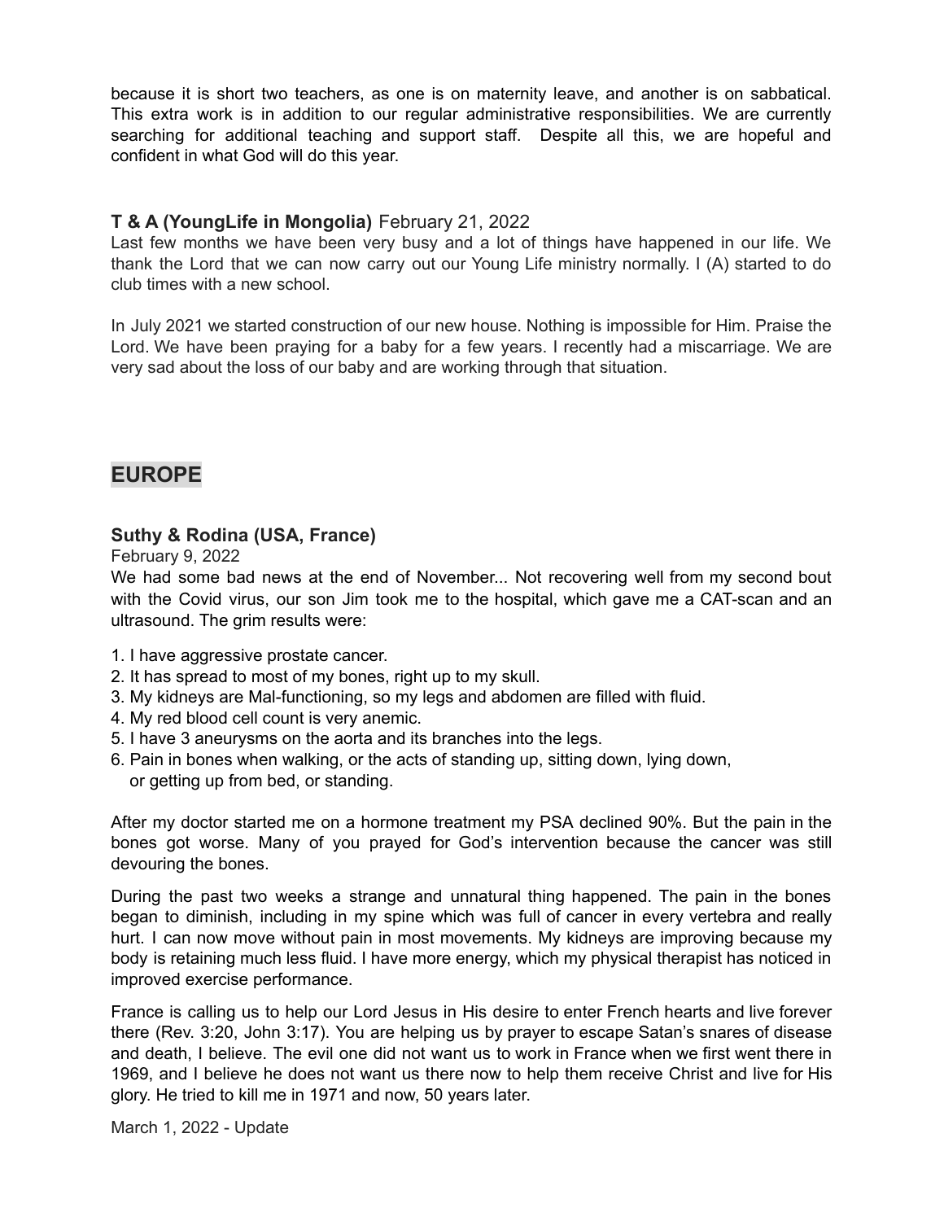because it is short two teachers, as one is on maternity leave, and another is on sabbatical. This extra work is in addition to our regular administrative responsibilities. We are currently searching for additional teaching and support staff. Despite all this, we are hopeful and confident in what God will do this year.

### **T & A (YoungLife in Mongolia)** February 21, 2022

Last few months we have been very busy and a lot of things have happened in our life. We thank the Lord that we can now carry out our Young Life ministry normally. I (A) started to do club times with a new school.

In July 2021 we started construction of our new house. Nothing is impossible for Him. Praise the Lord. We have been praying for a baby for a few years. I recently had a miscarriage. We are very sad about the loss of our baby and are working through that situation.

## EUROPE

### Suthy & Rodina (USA, France)

February 9, 2022

We had some bad news at the end of November... Not recovering well from my second bout with the Covid virus, our son Jim took me to the hospital, which gave me a CAT-scan and an ultrasound. The grim results were:

1. I have aggressive prostate cancer.
2. It has spread to most of my bones, right up to my skull.
3. My kidneys are Mal-functioning, so my legs and abdomen are filled with fluid.
4. My red blood cell count is very anemic.
5. I have 3 aneurysms on the aorta and its branches into the legs.
6. Pain in bones when walking, or the acts of standing up, sitting down, lying down, or getting up from bed, or standing.

After my doctor started me on a hormone treatment my PSA declined 90%. But the pain in the bones got worse. Many of you prayed for God's intervention because the cancer was still devouring the bones.

During the past two weeks a strange and unnatural thing happened. The pain in the bones began to diminish, including in my spine which was full of cancer in every vertebra and really hurt. I can now move without pain in most movements. My kidneys are improving because my body is retaining much less fluid. I have more energy, which my physical therapist has noticed in improved exercise performance.

France is calling us to help our Lord Jesus in His desire to enter French hearts and live forever there (Rev. 3:20, John 3:17). You are helping us by prayer to escape Satan's snares of disease and death, I believe. The evil one did not want us to work in France when we first went there in 1969, and I believe he does not want us there now to help them receive Christ and live for His glory. He tried to kill me in 1971 and now, 50 years later.

March 1, 2022 - Update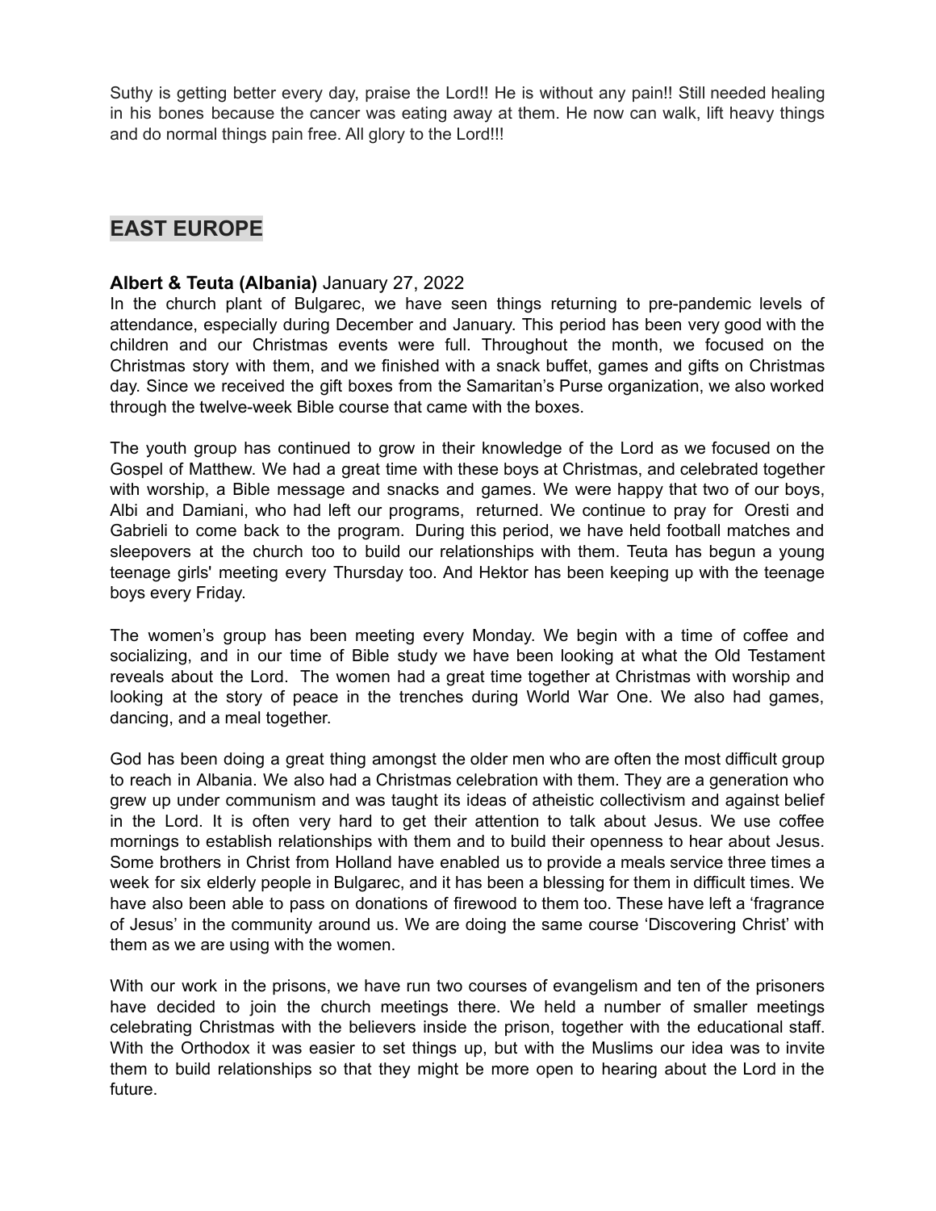Suthy is getting better every day, praise the Lord!! He is without any pain!! Still needed healing in his bones because the cancer was eating away at them. He now can walk, lift heavy things and do normal things pain free. All glory to the Lord!!!

## EAST EUROPE

**Albert & Teuta (Albania)** January 27, 2022

In the church plant of Bulgarec, we have seen things returning to pre-pandemic levels of attendance, especially during December and January. This period has been very good with the children and our Christmas events were full. Throughout the month, we focused on the Christmas story with them, and we finished with a snack buffet, games and gifts on Christmas day. Since we received the gift boxes from the Samaritan's Purse organization, we also worked through the twelve-week Bible course that came with the boxes.

The youth group has continued to grow in their knowledge of the Lord as we focused on the Gospel of Matthew. We had a great time with these boys at Christmas, and celebrated together with worship, a Bible message and snacks and games. We were happy that two of our boys, Albi and Damiani, who had left our programs, returned. We continue to pray for Oresti and Gabrieli to come back to the program. During this period, we have held football matches and sleepovers at the church too to build our relationships with them. Teuta has begun a young teenage girls' meeting every Thursday too. And Hektor has been keeping up with the teenage boys every Friday.

The women's group has been meeting every Monday. We begin with a time of coffee and socializing, and in our time of Bible study we have been looking at what the Old Testament reveals about the Lord. The women had a great time together at Christmas with worship and looking at the story of peace in the trenches during World War One. We also had games, dancing, and a meal together.

God has been doing a great thing amongst the older men who are often the most difficult group to reach in Albania. We also had a Christmas celebration with them. They are a generation who grew up under communism and was taught its ideas of atheistic collectivism and against belief in the Lord. It is often very hard to get their attention to talk about Jesus. We use coffee mornings to establish relationships with them and to build their openness to hear about Jesus. Some brothers in Christ from Holland have enabled us to provide a meals service three times a week for six elderly people in Bulgarec, and it has been a blessing for them in difficult times. We have also been able to pass on donations of firewood to them too. These have left a 'fragrance of Jesus' in the community around us. We are doing the same course 'Discovering Christ' with them as we are using with the women.

With our work in the prisons, we have run two courses of evangelism and ten of the prisoners have decided to join the church meetings there. We held a number of smaller meetings celebrating Christmas with the believers inside the prison, together with the educational staff. With the Orthodox it was easier to set things up, but with the Muslims our idea was to invite them to build relationships so that they might be more open to hearing about the Lord in the future.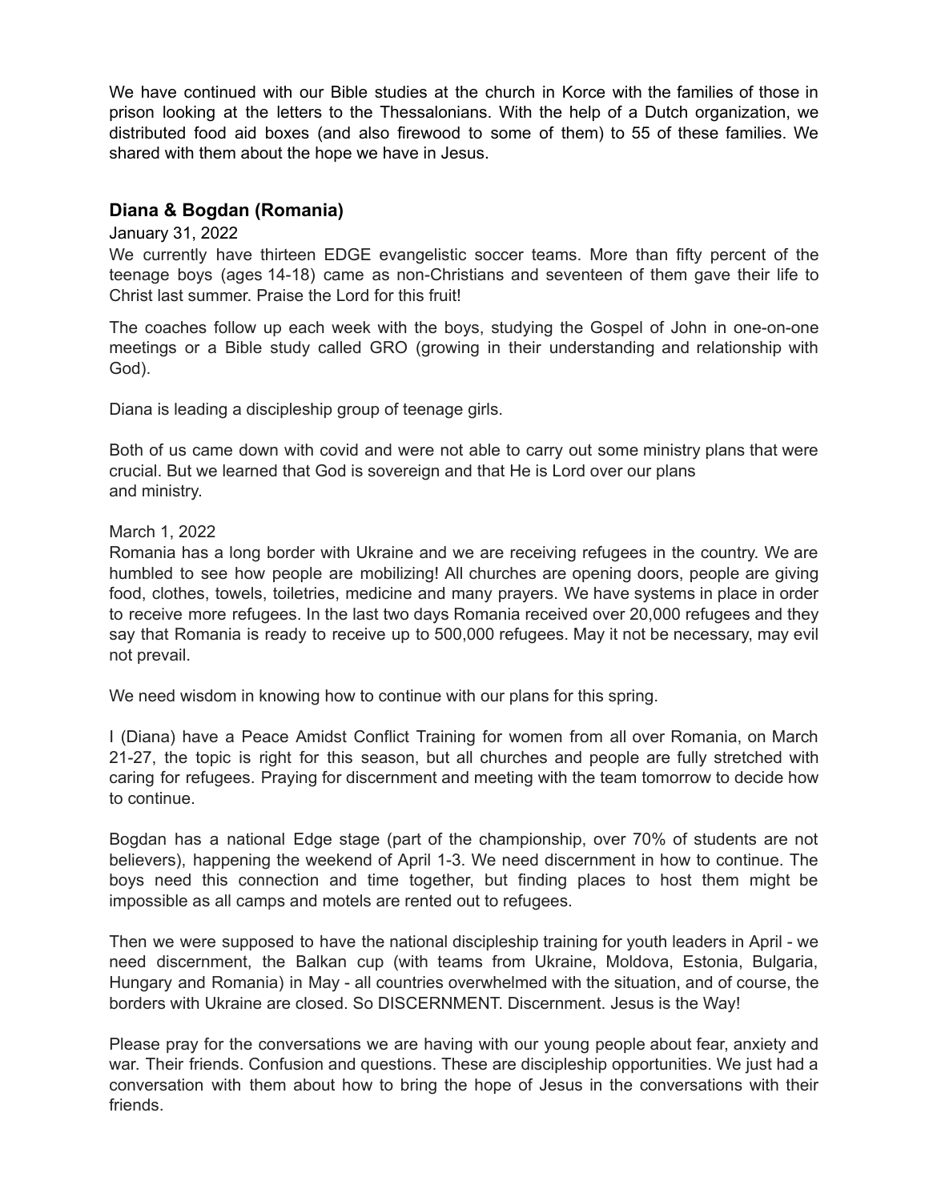We have continued with our Bible studies at the church in Korce with the families of those in prison looking at the letters to the Thessalonians. With the help of a Dutch organization, we distributed food aid boxes (and also firewood to some of them) to 55 of these families. We shared with them about the hope we have in Jesus.

### Diana & Bogdan (Romania)

January 31, 2022

We currently have thirteen EDGE evangelistic soccer teams. More than fifty percent of the teenage boys (ages 14-18) came as non-Christians and seventeen of them gave their life to Christ last summer. Praise the Lord for this fruit!

The coaches follow up each week with the boys, studying the Gospel of John in one-on-one meetings or a Bible study called GRO (growing in their understanding and relationship with God).

Diana is leading a discipleship group of teenage girls.

Both of us came down with covid and were not able to carry out some ministry plans that were crucial. But we learned that God is sovereign and that He is Lord over our plans and ministry.

March 1, 2022

Romania has a long border with Ukraine and we are receiving refugees in the country. We are humbled to see how people are mobilizing! All churches are opening doors, people are giving food, clothes, towels, toiletries, medicine and many prayers. We have systems in place in order to receive more refugees. In the last two days Romania received over 20,000 refugees and they say that Romania is ready to receive up to 500,000 refugees. May it not be necessary, may evil not prevail.

We need wisdom in knowing how to continue with our plans for this spring.

I (Diana) have a Peace Amidst Conflict Training for women from all over Romania, on March 21-27, the topic is right for this season, but all churches and people are fully stretched with caring for refugees. Praying for discernment and meeting with the team tomorrow to decide how to continue.

Bogdan has a national Edge stage (part of the championship, over 70% of students are not believers), happening the weekend of April 1-3. We need discernment in how to continue. The boys need this connection and time together, but finding places to host them might be impossible as all camps and motels are rented out to refugees.

Then we were supposed to have the national discipleship training for youth leaders in April - we need discernment, the Balkan cup (with teams from Ukraine, Moldova, Estonia, Bulgaria, Hungary and Romania) in May - all countries overwhelmed with the situation, and of course, the borders with Ukraine are closed. So DISCERNMENT. Discernment. Jesus is the Way!

Please pray for the conversations we are having with our young people about fear, anxiety and war. Their friends. Confusion and questions. These are discipleship opportunities. We just had a conversation with them about how to bring the hope of Jesus in the conversations with their friends.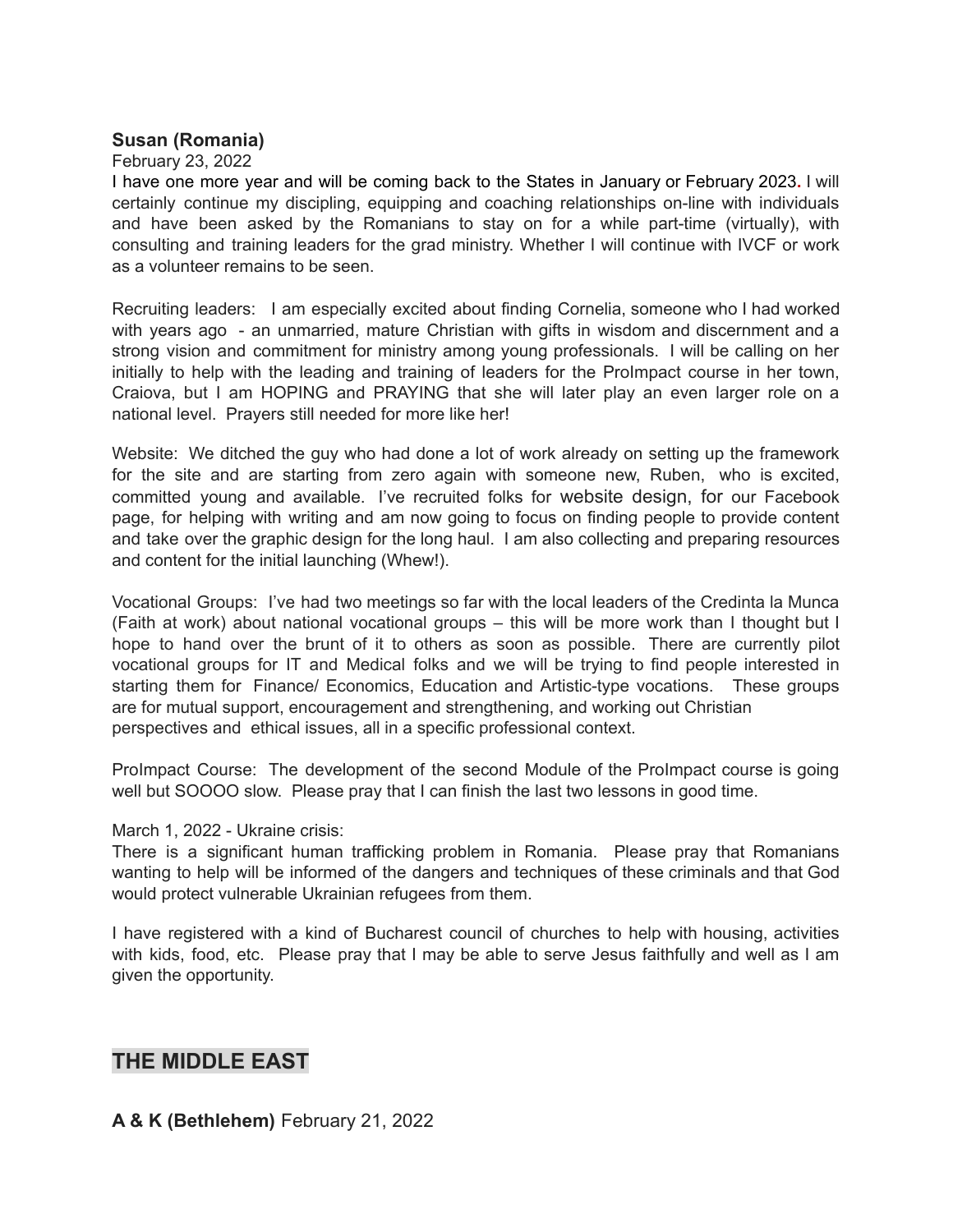**Susan (Romania)**

February 23, 2022

I have one more year and will be coming back to the States in January or February 2023. I will certainly continue my discipling, equipping and coaching relationships on-line with individuals and have been asked by the Romanians to stay on for a while part-time (virtually), with consulting and training leaders for the grad ministry. Whether I will continue with IVCF or work as a volunteer remains to be seen.

Recruiting leaders: I am especially excited about finding Cornelia, someone who I had worked with years ago - an unmarried, mature Christian with gifts in wisdom and discernment and a strong vision and commitment for ministry among young professionals. I will be calling on her initially to help with the leading and training of leaders for the ProImpact course in her town, Craiova, but I am HOPING and PRAYING that she will later play an even larger role on a national level. Prayers still needed for more like her!

Website: We ditched the guy who had done a lot of work already on setting up the framework for the site and are starting from zero again with someone new, Ruben, who is excited, committed young and available. I've recruited folks for website design, for our Facebook page, for helping with writing and am now going to focus on finding people to provide content and take over the graphic design for the long haul. I am also collecting and preparing resources and content for the initial launching (Whew!).

Vocational Groups: I've had two meetings so far with the local leaders of the Credinta la Munca (Faith at work) about national vocational groups – this will be more work than I thought but I hope to hand over the brunt of it to others as soon as possible. There are currently pilot vocational groups for IT and Medical folks and we will be trying to find people interested in starting them for Finance/ Economics, Education and Artistic-type vocations. These groups are for mutual support, encouragement and strengthening, and working out Christian perspectives and ethical issues, all in a specific professional context.

ProImpact Course: The development of the second Module of the ProImpact course is going well but SOOOO slow. Please pray that I can finish the last two lessons in good time.

March 1, 2022 - Ukraine crisis:

There is a significant human trafficking problem in Romania. Please pray that Romanians wanting to help will be informed of the dangers and techniques of these criminals and that God would protect vulnerable Ukrainian refugees from them.

I have registered with a kind of Bucharest council of churches to help with housing, activities with kids, food, etc. Please pray that I may be able to serve Jesus faithfully and well as I am given the opportunity.

## THE MIDDLE EAST

**A & K (Bethlehem)** February 21, 2022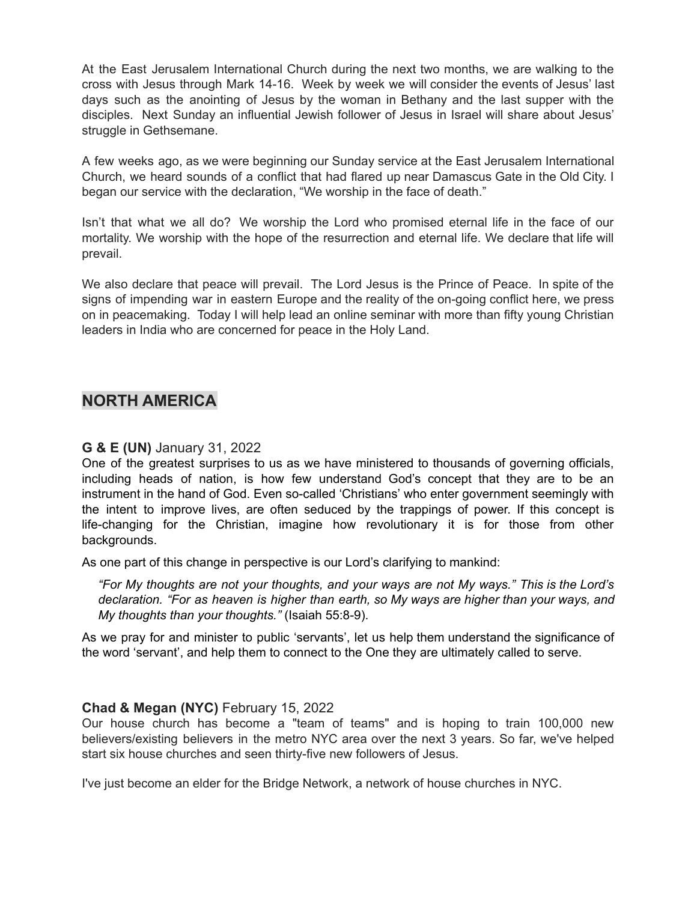At the East Jerusalem International Church during the next two months, we are walking to the cross with Jesus through Mark 14-16. Week by week we will consider the events of Jesus' last days such as the anointing of Jesus by the woman in Bethany and the last supper with the disciples. Next Sunday an influential Jewish follower of Jesus in Israel will share about Jesus' struggle in Gethsemane.

A few weeks ago, as we were beginning our Sunday service at the East Jerusalem International Church, we heard sounds of a conflict that had flared up near Damascus Gate in the Old City. I began our service with the declaration, "We worship in the face of death."

Isn't that what we all do? We worship the Lord who promised eternal life in the face of our mortality. We worship with the hope of the resurrection and eternal life. We declare that life will prevail.

We also declare that peace will prevail. The Lord Jesus is the Prince of Peace. In spite of the signs of impending war in eastern Europe and the reality of the on-going conflict here, we press on in peacemaking. Today I will help lead an online seminar with more than fifty young Christian leaders in India who are concerned for peace in the Holy Land.

## NORTH AMERICA

**G & E (UN)** January 31, 2022

One of the greatest surprises to us as we have ministered to thousands of governing officials, including heads of nation, is how few understand God's concept that they are to be an instrument in the hand of God. Even so-called 'Christians' who enter government seemingly with the intent to improve lives, are often seduced by the trappings of power. If this concept is life-changing for the Christian, imagine how revolutionary it is for those from other backgrounds.

As one part of this change in perspective is our Lord's clarifying to mankind:

> *"For My thoughts are not your thoughts, and your ways are not My ways." This is the Lord's declaration. "For as heaven is higher than earth, so My ways are higher than your ways, and My thoughts than your thoughts."* (Isaiah 55:8-9).

As we pray for and minister to public 'servants', let us help them understand the significance of the word 'servant', and help them to connect to the One they are ultimately called to serve.

**Chad & Megan (NYC)** February 15, 2022

Our house church has become a "team of teams" and is hoping to train 100,000 new believers/existing believers in the metro NYC area over the next 3 years. So far, we've helped start six house churches and seen thirty-five new followers of Jesus.

I've just become an elder for the Bridge Network, a network of house churches in NYC.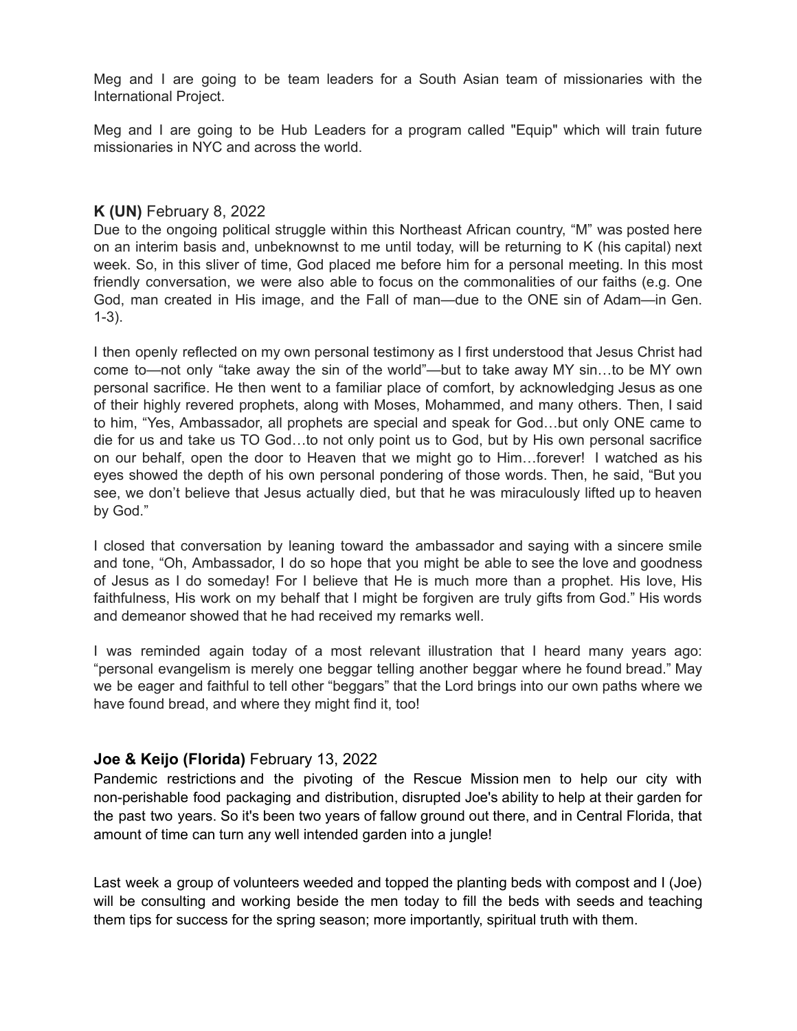Meg and I are going to be team leaders for a South Asian team of missionaries with the International Project.

Meg and I are going to be Hub Leaders for a program called "Equip" which will train future missionaries in NYC and across the world.

**K (UN)** February 8, 2022

Due to the ongoing political struggle within this Northeast African country, "M" was posted here on an interim basis and, unbeknownst to me until today, will be returning to K (his capital) next week. So, in this sliver of time, God placed me before him for a personal meeting. In this most friendly conversation, we were also able to focus on the commonalities of our faiths (e.g. One God, man created in His image, and the Fall of man—due to the ONE sin of Adam—in Gen. 1-3).

I then openly reflected on my own personal testimony as I first understood that Jesus Christ had come to—not only "take away the sin of the world"—but to take away MY sin…to be MY own personal sacrifice. He then went to a familiar place of comfort, by acknowledging Jesus as one of their highly revered prophets, along with Moses, Mohammed, and many others. Then, I said to him, "Yes, Ambassador, all prophets are special and speak for God…but only ONE came to die for us and take us TO God…to not only point us to God, but by His own personal sacrifice on our behalf, open the door to Heaven that we might go to Him…forever! I watched as his eyes showed the depth of his own personal pondering of those words. Then, he said, "But you see, we don't believe that Jesus actually died, but that he was miraculously lifted up to heaven by God."

I closed that conversation by leaning toward the ambassador and saying with a sincere smile and tone, "Oh, Ambassador, I do so hope that you might be able to see the love and goodness of Jesus as I do someday! For I believe that He is much more than a prophet. His love, His faithfulness, His work on my behalf that I might be forgiven are truly gifts from God." His words and demeanor showed that he had received my remarks well.

I was reminded again today of a most relevant illustration that I heard many years ago: "personal evangelism is merely one beggar telling another beggar where he found bread." May we be eager and faithful to tell other "beggars" that the Lord brings into our own paths where we have found bread, and where they might find it, too!

**Joe & Keijo (Florida)** February 13, 2022

Pandemic restrictions and the pivoting of the Rescue Mission men to help our city with non-perishable food packaging and distribution, disrupted Joe's ability to help at their garden for the past two years. So it's been two years of fallow ground out there, and in Central Florida, that amount of time can turn any well intended garden into a jungle!

Last week a group of volunteers weeded and topped the planting beds with compost and I (Joe) will be consulting and working beside the men today to fill the beds with seeds and teaching them tips for success for the spring season; more importantly, spiritual truth with them.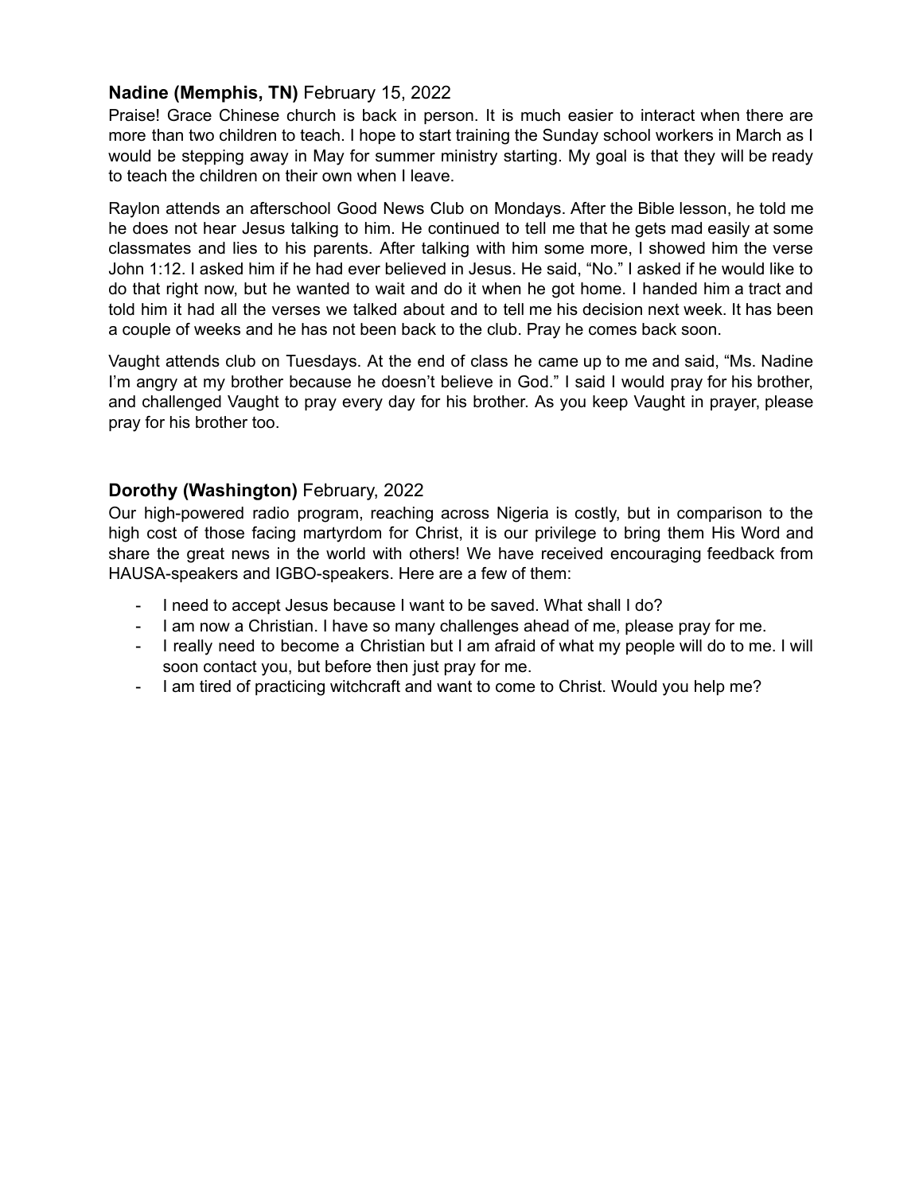**Nadine (Memphis, TN)** February 15, 2022

Praise! Grace Chinese church is back in person. It is much easier to interact when there are more than two children to teach. I hope to start training the Sunday school workers in March as I would be stepping away in May for summer ministry starting. My goal is that they will be ready to teach the children on their own when I leave.

Raylon attends an afterschool Good News Club on Mondays. After the Bible lesson, he told me he does not hear Jesus talking to him. He continued to tell me that he gets mad easily at some classmates and lies to his parents. After talking with him some more, I showed him the verse John 1:12. I asked him if he had ever believed in Jesus. He said, “No.” I asked if he would like to do that right now, but he wanted to wait and do it when he got home. I handed him a tract and told him it had all the verses we talked about and to tell me his decision next week. It has been a couple of weeks and he has not been back to the club. Pray he comes back soon.

Vaught attends club on Tuesdays. At the end of class he came up to me and said, “Ms. Nadine I’m angry at my brother because he doesn’t believe in God.” I said I would pray for his brother, and challenged Vaught to pray every day for his brother. As you keep Vaught in prayer, please pray for his brother too.

**Dorothy (Washington)** February, 2022

Our high-powered radio program, reaching across Nigeria is costly, but in comparison to the high cost of those facing martyrdom for Christ, it is our privilege to bring them His Word and share the great news in the world with others! We have received encouraging feedback from HAUSA-speakers and IGBO-speakers. Here are a few of them:

- I need to accept Jesus because I want to be saved. What shall I do?
- I am now a Christian. I have so many challenges ahead of me, please pray for me.
- I really need to become a Christian but I am afraid of what my people will do to me. I will soon contact you, but before then just pray for me.
- I am tired of practicing witchcraft and want to come to Christ. Would you help me?